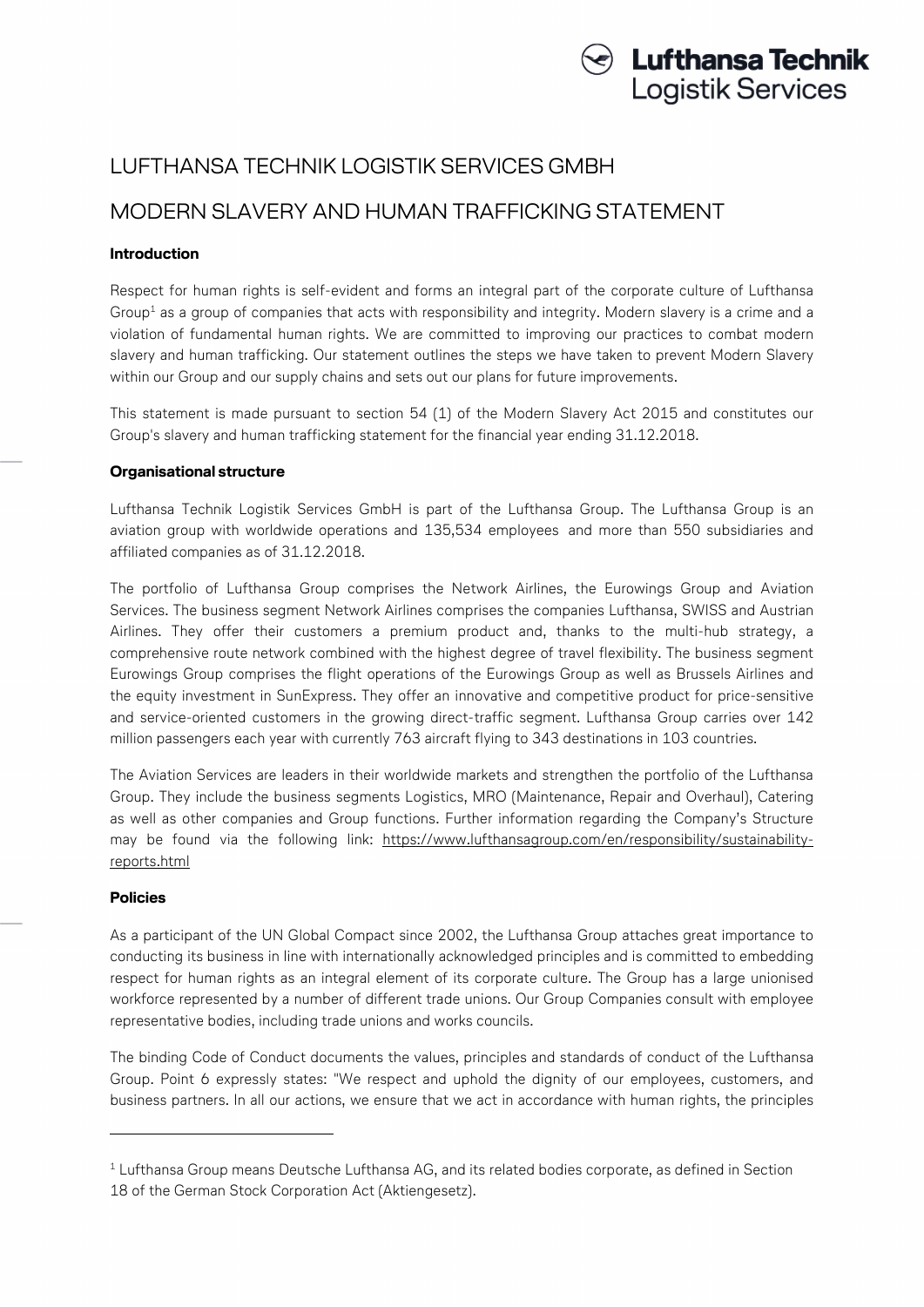# LUFTHANSA TECHNIK LOGISTIK SERVICES GMBH

# MODERN SLAVERY AND HUMAN TRAFFICKING STATEMENT

**Introduction**

Respect for human rights is self-evident and forms an integral part of the corporate culture of Lufthansa Group[1] as a group of companies that acts with responsibility and integrity. Modern slavery is a crime and a violation of fundamental human rights. We are committed to improving our practices to combat modern slavery and human trafficking. Our statement outlines the steps we have taken to prevent Modern Slavery within our Group and our supply chains and sets out our plans for future improvements.

This statement is made pursuant to section 54 (1) of the Modern Slavery Act 2015 and constitutes our Group's slavery and human trafficking statement for the financial year ending 31.12.2018.

**Organisational structure**

Lufthansa Technik Logistik Services GmbH is part of the Lufthansa Group. The Lufthansa Group is an aviation group with worldwide operations and 135,534 employees and more than 550 subsidiaries and affiliated companies as of 31.12.2018.

The portfolio of Lufthansa Group comprises the Network Airlines, the Eurowings Group and Aviation Services. The business segment Network Airlines comprises the companies Lufthansa, SWISS and Austrian Airlines. They offer their customers a premium product and, thanks to the multi-hub strategy, a comprehensive route network combined with the highest degree of travel flexibility. The business segment Eurowings Group comprises the flight operations of the Eurowings Group as well as Brussels Airlines and the equity investment in SunExpress. They offer an innovative and competitive product for price-sensitive and service-oriented customers in the growing direct-traffic segment. Lufthansa Group carries over 142 million passengers each year with currently 763 aircraft flying to 343 destinations in 103 countries.

The Aviation Services are leaders in their worldwide markets and strengthen the portfolio of the Lufthansa Group. They include the business segments Logistics, MRO (Maintenance, Repair and Overhaul), Catering as well as other companies and Group functions. Further information regarding the Company's Structure may be found via the following link: https://www.lufthansagroup.com/en/responsibility/sustainability-reports.html

**Policies**

As a participant of the UN Global Compact since 2002, the Lufthansa Group attaches great importance to conducting its business in line with internationally acknowledged principles and is committed to embedding respect for human rights as an integral element of its corporate culture. The Group has a large unionised workforce represented by a number of different trade unions. Our Group Companies consult with employee representative bodies, including trade unions and works councils.

The binding Code of Conduct documents the values, principles and standards of conduct of the Lufthansa Group. Point 6 expressly states: "We respect and uphold the dignity of our employees, customers, and business partners. In all our actions, we ensure that we act in accordance with human rights, the principles

[1] Lufthansa Group means Deutsche Lufthansa AG, and its related bodies corporate, as defined in Section 18 of the German Stock Corporation Act (Aktiengesetz).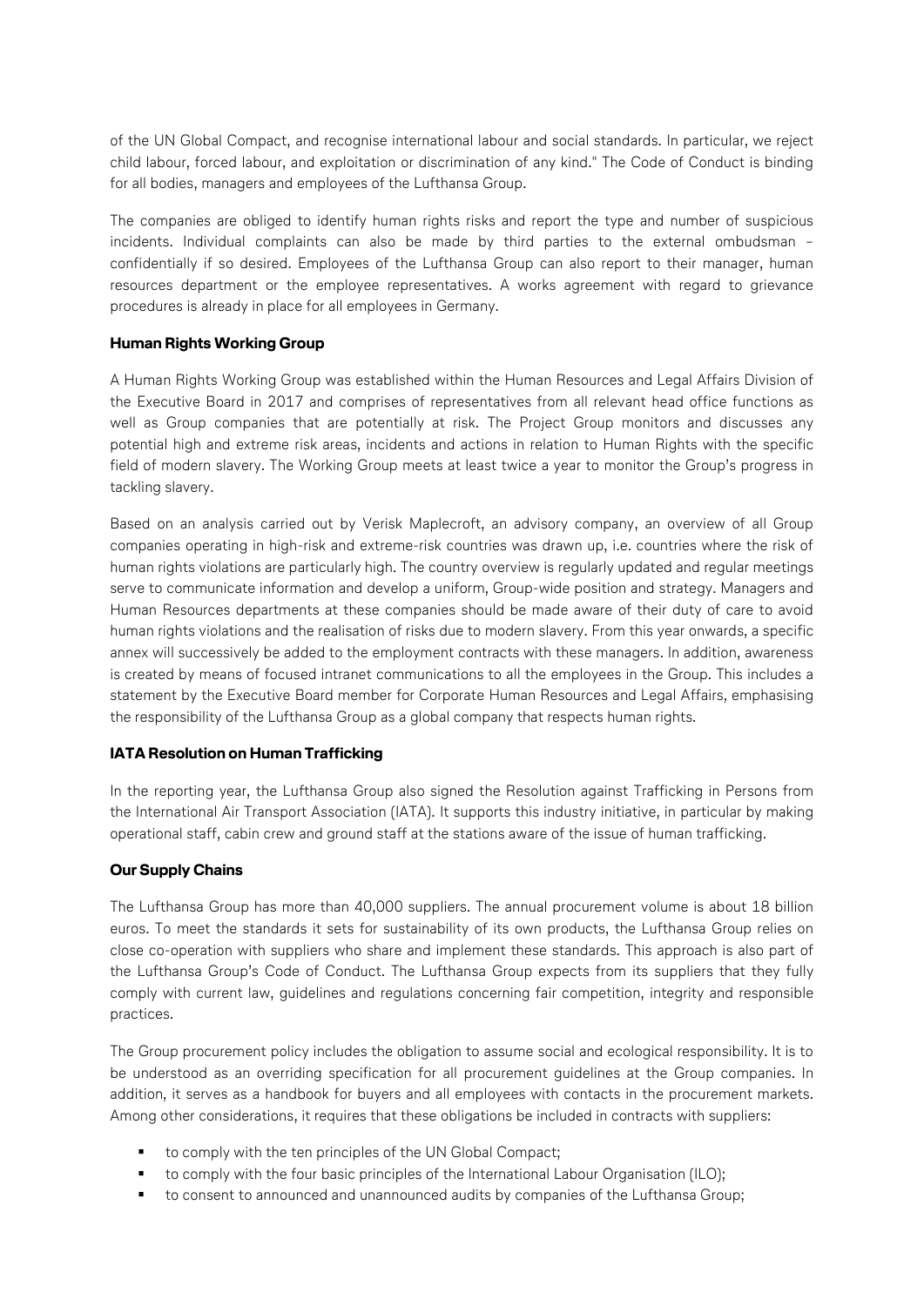of the UN Global Compact, and recognise international labour and social standards. In particular, we reject child labour, forced labour, and exploitation or discrimination of any kind." The Code of Conduct is binding for all bodies, managers and employees of the Lufthansa Group.

The companies are obliged to identify human rights risks and report the type and number of suspicious incidents. Individual complaints can also be made by third parties to the external ombudsman – confidentially if so desired. Employees of the Lufthansa Group can also report to their manager, human resources department or the employee representatives. A works agreement with regard to grievance procedures is already in place for all employees in Germany.

**Human Rights Working Group**

A Human Rights Working Group was established within the Human Resources and Legal Affairs Division of the Executive Board in 2017 and comprises of representatives from all relevant head office functions as well as Group companies that are potentially at risk. The Project Group monitors and discusses any potential high and extreme risk areas, incidents and actions in relation to Human Rights with the specific field of modern slavery. The Working Group meets at least twice a year to monitor the Group's progress in tackling slavery.

Based on an analysis carried out by Verisk Maplecroft, an advisory company, an overview of all Group companies operating in high-risk and extreme-risk countries was drawn up, i.e. countries where the risk of human rights violations are particularly high. The country overview is regularly updated and regular meetings serve to communicate information and develop a uniform, Group-wide position and strategy. Managers and Human Resources departments at these companies should be made aware of their duty of care to avoid human rights violations and the realisation of risks due to modern slavery. From this year onwards, a specific annex will successively be added to the employment contracts with these managers. In addition, awareness is created by means of focused intranet communications to all the employees in the Group. This includes a statement by the Executive Board member for Corporate Human Resources and Legal Affairs, emphasising the responsibility of the Lufthansa Group as a global company that respects human rights.

**IATA Resolution on Human Trafficking**

In the reporting year, the Lufthansa Group also signed the Resolution against Trafficking in Persons from the International Air Transport Association (IATA). It supports this industry initiative, in particular by making operational staff, cabin crew and ground staff at the stations aware of the issue of human trafficking.

**Our Supply Chains**

The Lufthansa Group has more than 40,000 suppliers. The annual procurement volume is about 18 billion euros. To meet the standards it sets for sustainability of its own products, the Lufthansa Group relies on close co-operation with suppliers who share and implement these standards. This approach is also part of the Lufthansa Group's Code of Conduct. The Lufthansa Group expects from its suppliers that they fully comply with current law, guidelines and regulations concerning fair competition, integrity and responsible practices.

The Group procurement policy includes the obligation to assume social and ecological responsibility. It is to be understood as an overriding specification for all procurement guidelines at the Group companies. In addition, it serves as a handbook for buyers and all employees with contacts in the procurement markets. Among other considerations, it requires that these obligations be included in contracts with suppliers:

- to comply with the ten principles of the UN Global Compact;
- to comply with the four basic principles of the International Labour Organisation (ILO);
- to consent to announced and unannounced audits by companies of the Lufthansa Group;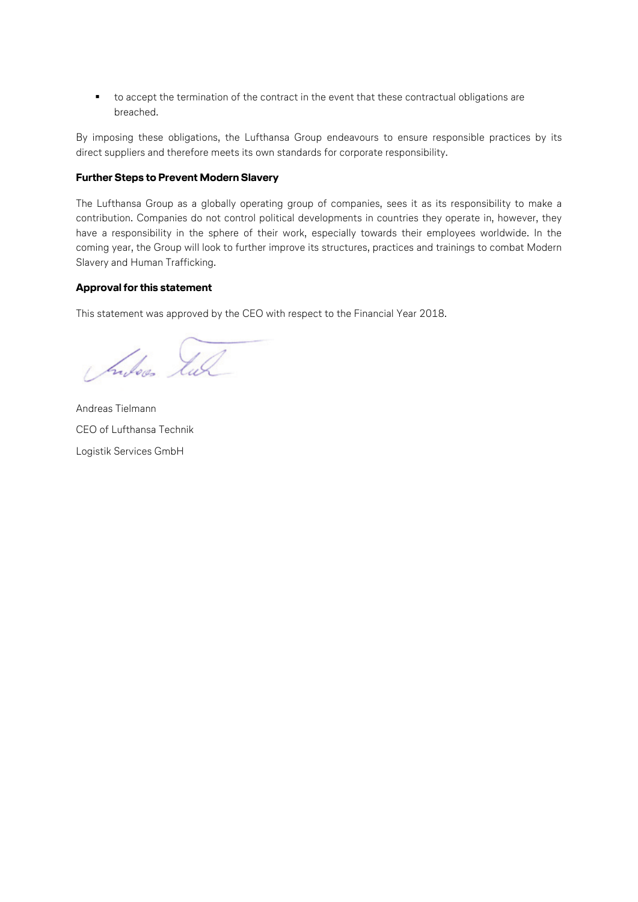- to accept the termination of the contract in the event that these contractual obligations are breached.

By imposing these obligations, the Lufthansa Group endeavours to ensure responsible practices by its direct suppliers and therefore meets its own standards for corporate responsibility.

**Further Steps to Prevent Modern Slavery**

The Lufthansa Group as a globally operating group of companies, sees it as its responsibility to make a contribution. Companies do not control political developments in countries they operate in, however, they have a responsibility in the sphere of their work, especially towards their employees worldwide. In the coming year, the Group will look to further improve its structures, practices and trainings to combat Modern Slavery and Human Trafficking.

**Approval for this statement**

This statement was approved by the CEO with respect to the Financial Year 2018.

Andreas Tielmann
CEO of Lufthansa Technik
Logistik Services GmbH